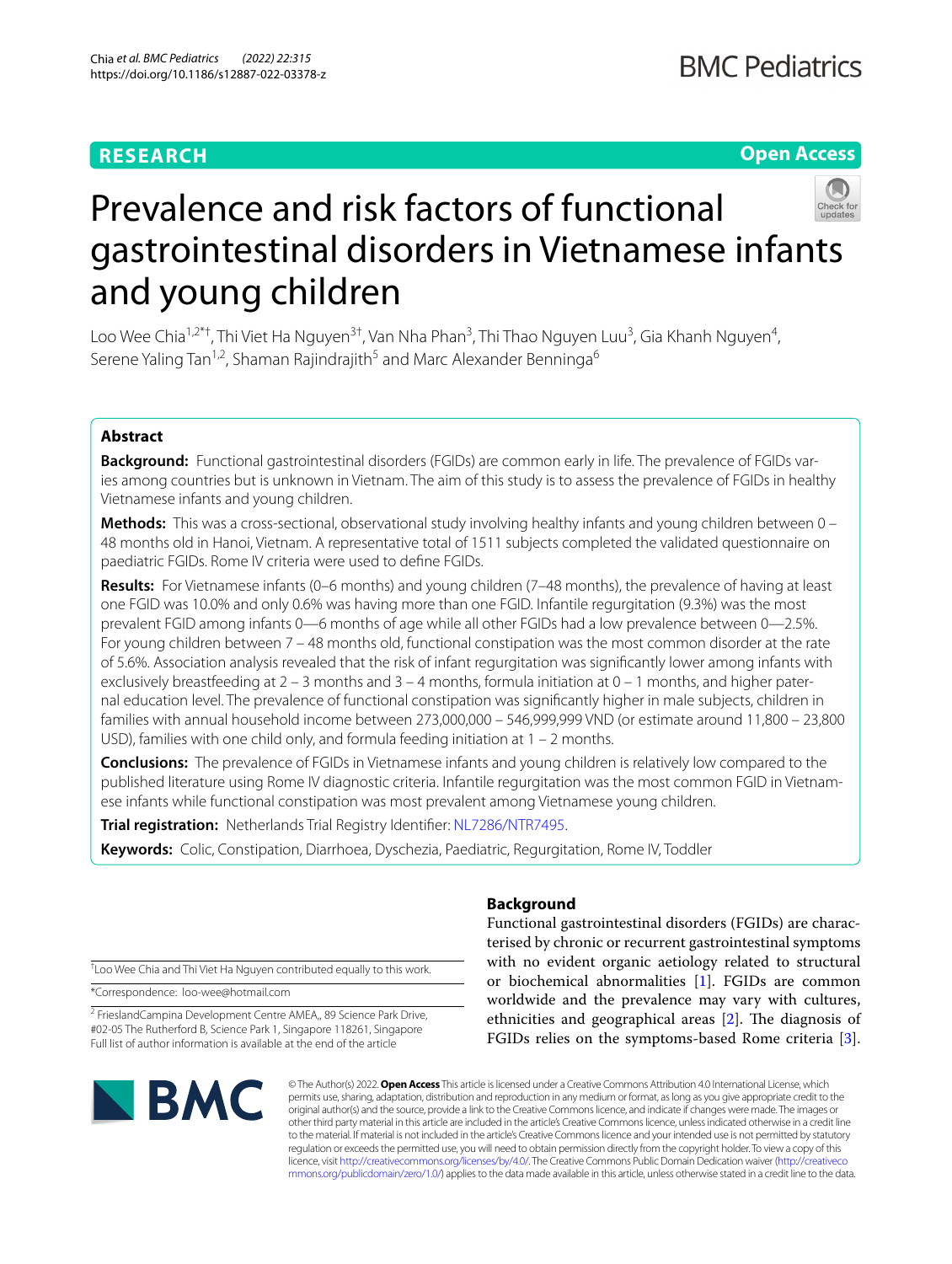RESEARCH

Open Access

# Prevalence and risk factors of functional gastrointestinal disorders in Vietnamese infants and young children

Loo Wee Chia[1,2*†], Thi Viet Ha Nguyen[3†], Van Nha Phan[3], Thi Thao Nguyen Luu[3], Gia Khanh Nguyen[4], Serene Yaling Tan[1,2], Shaman Rajindrajith[5] and Marc Alexander Benninga[6]

## Abstract

**Background:** Functional gastrointestinal disorders (FGIDs) are common early in life. The prevalence of FGIDs varies among countries but is unknown in Vietnam. The aim of this study is to assess the prevalence of FGIDs in healthy Vietnamese infants and young children.

**Methods:** This was a cross-sectional, observational study involving healthy infants and young children between 0 – 48 months old in Hanoi, Vietnam. A representative total of 1511 subjects completed the validated questionnaire on paediatric FGIDs. Rome IV criteria were used to define FGIDs.

**Results:** For Vietnamese infants (0–6 months) and young children (7–48 months), the prevalence of having at least one FGID was 10.0% and only 0.6% was having more than one FGID. Infantile regurgitation (9.3%) was the most prevalent FGID among infants 0—6 months of age while all other FGIDs had a low prevalence between 0—2.5%. For young children between 7 – 48 months old, functional constipation was the most common disorder at the rate of 5.6%. Association analysis revealed that the risk of infant regurgitation was significantly lower among infants with exclusively breastfeeding at 2 – 3 months and 3 – 4 months, formula initiation at 0 – 1 months, and higher paternal education level. The prevalence of functional constipation was significantly higher in male subjects, children in families with annual household income between 273,000,000 – 546,999,999 VND (or estimate around 11,800 – 23,800 USD), families with one child only, and formula feeding initiation at 1 – 2 months.

**Conclusions:** The prevalence of FGIDs in Vietnamese infants and young children is relatively low compared to the published literature using Rome IV diagnostic criteria. Infantile regurgitation was the most common FGID in Vietnamese infants while functional constipation was most prevalent among Vietnamese young children.

**Trial registration:** Netherlands Trial Registry Identifier: NL7286/NTR7495.

**Keywords:** Colic, Constipation, Diarrhoea, Dyschezia, Paediatric, Regurgitation, Rome IV, Toddler

†Loo Wee Chia and Thi Viet Ha Nguyen contributed equally to this work.

*Correspondence: loo-wee@hotmail.com

[2] FrieslandCampina Development Centre AMEA,, 89 Science Park Drive, #02-05 The Rutherford B, Science Park 1, Singapore 118261, Singapore
Full list of author information is available at the end of the article

## Background

Functional gastrointestinal disorders (FGIDs) are characterised by chronic or recurrent gastrointestinal symptoms with no evident organic aetiology related to structural or biochemical abnormalities [1]. FGIDs are common worldwide and the prevalence may vary with cultures, ethnicities and geographical areas [2]. The diagnosis of FGIDs relies on the symptoms-based Rome criteria [3].

© The Author(s) 2022. **Open Access** This article is licensed under a Creative Commons Attribution 4.0 International License, which permits use, sharing, adaptation, distribution and reproduction in any medium or format, as long as you give appropriate credit to the original author(s) and the source, provide a link to the Creative Commons licence, and indicate if changes were made. The images or other third party material in this article are included in the article's Creative Commons licence, unless indicated otherwise in a credit line to the material. If material is not included in the article's Creative Commons licence and your intended use is not permitted by statutory regulation or exceeds the permitted use, you will need to obtain permission directly from the copyright holder. To view a copy of this licence, visit http://creativecommons.org/licenses/by/4.0/. The Creative Commons Public Domain Dedication waiver (http://creativecommons.org/publicdomain/zero/1.0/) applies to the data made available in this article, unless otherwise stated in a credit line to the data.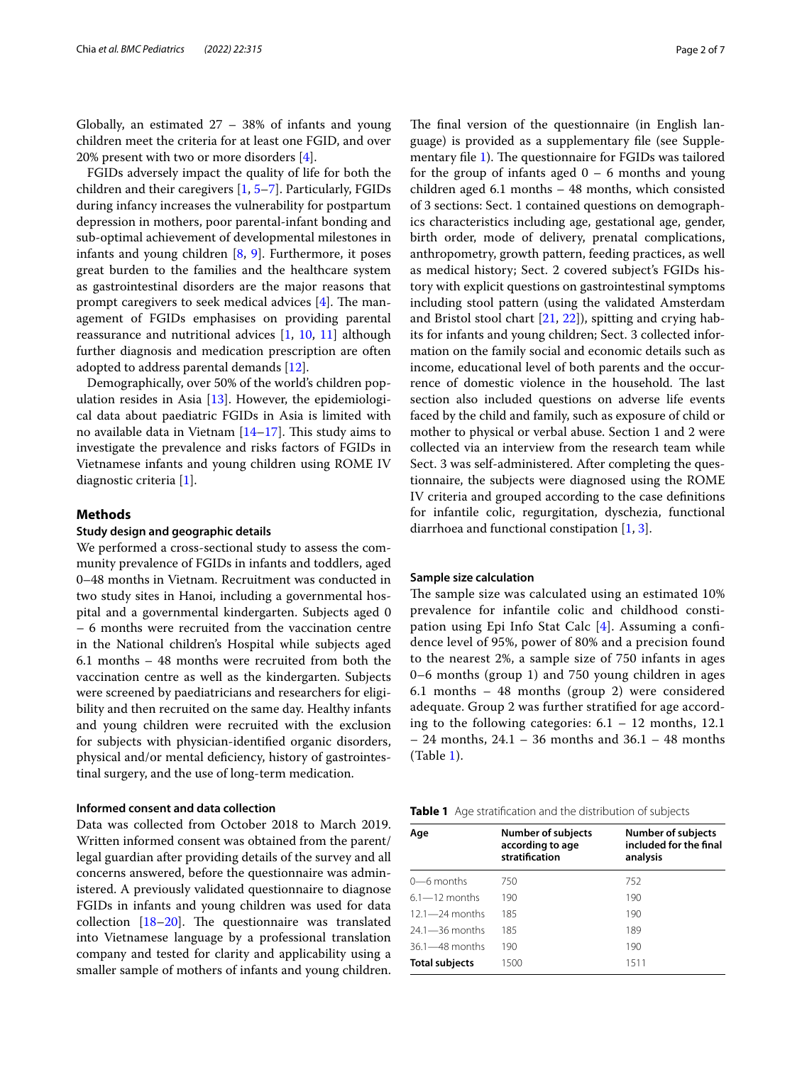Globally, an estimated 27 – 38% of infants and young children meet the criteria for at least one FGID, and over 20% present with two or more disorders [4].

FGIDs adversely impact the quality of life for both the children and their caregivers [1, 5–7]. Particularly, FGIDs during infancy increases the vulnerability for postpartum depression in mothers, poor parental-infant bonding and sub-optimal achievement of developmental milestones in infants and young children [8, 9]. Furthermore, it poses great burden to the families and the healthcare system as gastrointestinal disorders are the major reasons that prompt caregivers to seek medical advices [4]. The management of FGIDs emphasises on providing parental reassurance and nutritional advices [1, 10, 11] although further diagnosis and medication prescription are often adopted to address parental demands [12].

Demographically, over 50% of the world's children population resides in Asia [13]. However, the epidemiological data about paediatric FGIDs in Asia is limited with no available data in Vietnam [14–17]. This study aims to investigate the prevalence and risks factors of FGIDs in Vietnamese infants and young children using ROME IV diagnostic criteria [1].

## Methods

### Study design and geographic details

We performed a cross-sectional study to assess the community prevalence of FGIDs in infants and toddlers, aged 0–48 months in Vietnam. Recruitment was conducted in two study sites in Hanoi, including a governmental hospital and a governmental kindergarten. Subjects aged 0 – 6 months were recruited from the vaccination centre in the National children's Hospital while subjects aged 6.1 months – 48 months were recruited from both the vaccination centre as well as the kindergarten. Subjects were screened by paediatricians and researchers for eligibility and then recruited on the same day. Healthy infants and young children were recruited with the exclusion for subjects with physician-identified organic disorders, physical and/or mental deficiency, history of gastrointestinal surgery, and the use of long-term medication.

### Informed consent and data collection

Data was collected from October 2018 to March 2019. Written informed consent was obtained from the parent/legal guardian after providing details of the survey and all concerns answered, before the questionnaire was administered. A previously validated questionnaire to diagnose FGIDs in infants and young children was used for data collection [18–20]. The questionnaire was translated into Vietnamese language by a professional translation company and tested for clarity and applicability using a smaller sample of mothers of infants and young children. The final version of the questionnaire (in English language) is provided as a supplementary file (see Supplementary file 1). The questionnaire for FGIDs was tailored for the group of infants aged 0 – 6 months and young children aged 6.1 months – 48 months, which consisted of 3 sections: Sect. 1 contained questions on demographics characteristics including age, gestational age, gender, birth order, mode of delivery, prenatal complications, anthropometry, growth pattern, feeding practices, as well as medical history; Sect. 2 covered subject's FGIDs history with explicit questions on gastrointestinal symptoms including stool pattern (using the validated Amsterdam and Bristol stool chart [21, 22]), spitting and crying habits for infants and young children; Sect. 3 collected information on the family social and economic details such as income, educational level of both parents and the occurrence of domestic violence in the household. The last section also included questions on adverse life events faced by the child and family, such as exposure of child or mother to physical or verbal abuse. Section 1 and 2 were collected via an interview from the research team while Sect. 3 was self-administered. After completing the questionnaire, the subjects were diagnosed using the ROME IV criteria and grouped according to the case definitions for infantile colic, regurgitation, dyschezia, functional diarrhoea and functional constipation [1, 3].

### Sample size calculation

The sample size was calculated using an estimated 10% prevalence for infantile colic and childhood constipation using Epi Info Stat Calc [4]. Assuming a confidence level of 95%, power of 80% and a precision found to the nearest 2%, a sample size of 750 infants in ages 0–6 months (group 1) and 750 young children in ages 6.1 months – 48 months (group 2) were considered adequate. Group 2 was further stratified for age according to the following categories: 6.1 – 12 months, 12.1 – 24 months, 24.1 – 36 months and 36.1 – 48 months (Table 1).

**Table 1** Age stratification and the distribution of subjects

| Age | Number of subjects according to age stratification | Number of subjects included for the final analysis |
|---|---|---|
| 0—6 months | 750 | 752 |
| 6.1—12 months | 190 | 190 |
| 12.1—24 months | 185 | 190 |
| 24.1—36 months | 185 | 189 |
| 36.1—48 months | 190 | 190 |
| **Total subjects** | 1500 | 1511 |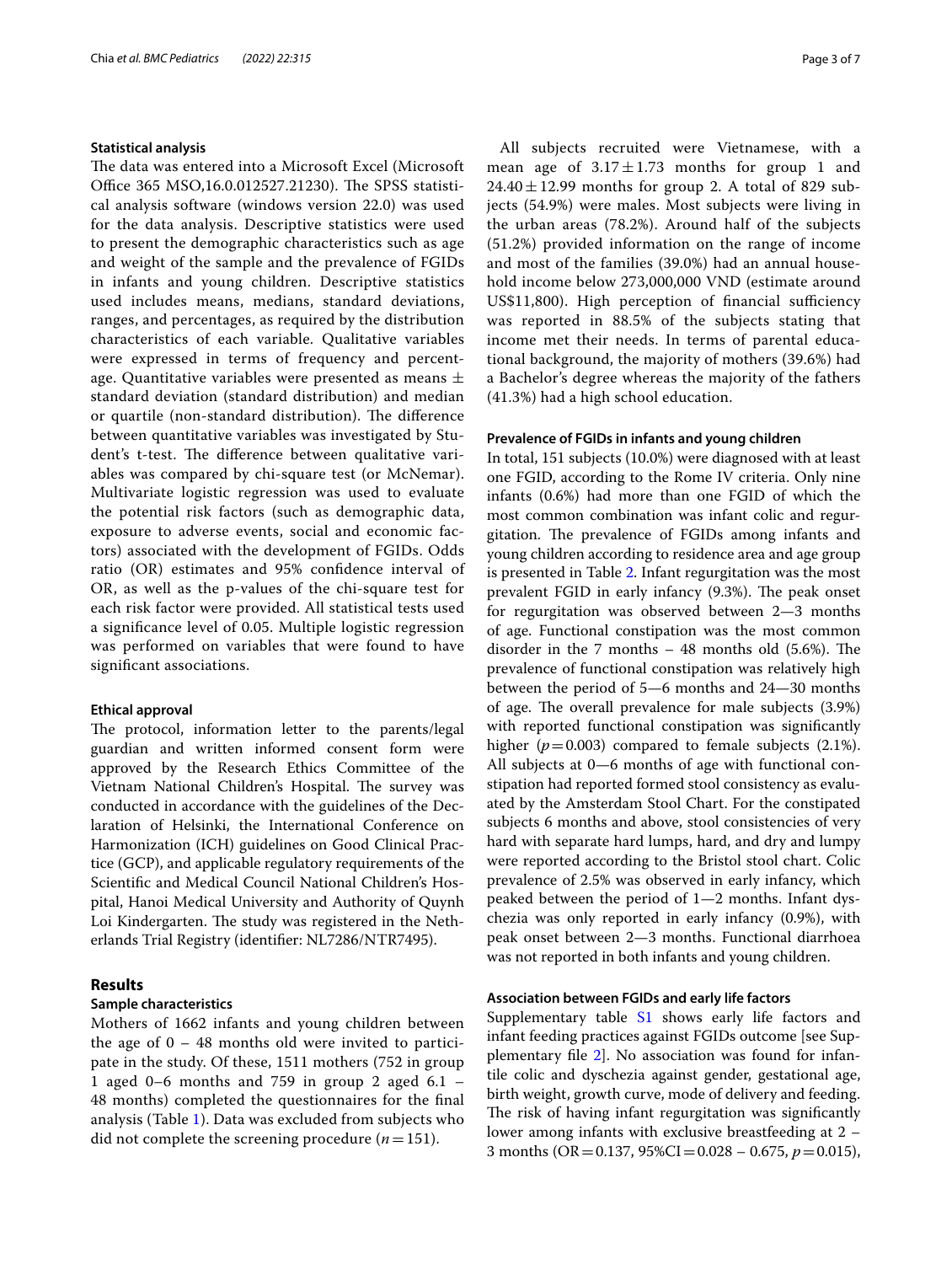### Statistical analysis

The data was entered into a Microsoft Excel (Microsoft Office 365 MSO,16.0.012527.21230). The SPSS statistical analysis software (windows version 22.0) was used for the data analysis. Descriptive statistics were used to present the demographic characteristics such as age and weight of the sample and the prevalence of FGIDs in infants and young children. Descriptive statistics used includes means, medians, standard deviations, ranges, and percentages, as required by the distribution characteristics of each variable. Qualitative variables were expressed in terms of frequency and percentage. Quantitative variables were presented as means ± standard deviation (standard distribution) and median or quartile (non-standard distribution). The difference between quantitative variables was investigated by Student's t-test. The difference between qualitative variables was compared by chi-square test (or McNemar). Multivariate logistic regression was used to evaluate the potential risk factors (such as demographic data, exposure to adverse events, social and economic factors) associated with the development of FGIDs. Odds ratio (OR) estimates and 95% confidence interval of OR, as well as the p-values of the chi-square test for each risk factor were provided. All statistical tests used a significance level of 0.05. Multiple logistic regression was performed on variables that were found to have significant associations.

### Ethical approval

The protocol, information letter to the parents/legal guardian and written informed consent form were approved by the Research Ethics Committee of the Vietnam National Children's Hospital. The survey was conducted in accordance with the guidelines of the Declaration of Helsinki, the International Conference on Harmonization (ICH) guidelines on Good Clinical Practice (GCP), and applicable regulatory requirements of the Scientific and Medical Council National Children's Hospital, Hanoi Medical University and Authority of Quynh Loi Kindergarten. The study was registered in the Netherlands Trial Registry (identifier: NL7286/NTR7495).

## Results

### Sample characteristics

Mothers of 1662 infants and young children between the age of 0 – 48 months old were invited to participate in the study. Of these, 1511 mothers (752 in group 1 aged 0–6 months and 759 in group 2 aged 6.1 – 48 months) completed the questionnaires for the final analysis (Table 1). Data was excluded from subjects who did not complete the screening procedure ($n=151$).

All subjects recruited were Vietnamese, with a mean age of $3.17 \pm 1.73$ months for group 1 and $24.40 \pm 12.99$ months for group 2. A total of 829 subjects (54.9%) were males. Most subjects were living in the urban areas (78.2%). Around half of the subjects (51.2%) provided information on the range of income and most of the families (39.0%) had an annual household income below 273,000,000 VND (estimate around US$11,800). High perception of financial sufficiency was reported in 88.5% of the subjects stating that income met their needs. In terms of parental educational background, the majority of mothers (39.6%) had a Bachelor's degree whereas the majority of the fathers (41.3%) had a high school education.

### Prevalence of FGIDs in infants and young children

In total, 151 subjects (10.0%) were diagnosed with at least one FGID, according to the Rome IV criteria. Only nine infants (0.6%) had more than one FGID of which the most common combination was infant colic and regurgitation. The prevalence of FGIDs among infants and young children according to residence area and age group is presented in Table 2. Infant regurgitation was the most prevalent FGID in early infancy (9.3%). The peak onset for regurgitation was observed between 2—3 months of age. Functional constipation was the most common disorder in the 7 months – 48 months old (5.6%). The prevalence of functional constipation was relatively high between the period of 5—6 months and 24—30 months of age. The overall prevalence for male subjects (3.9%) with reported functional constipation was significantly higher ($p=0.003$) compared to female subjects (2.1%). All subjects at 0—6 months of age with functional constipation had reported formed stool consistency as evaluated by the Amsterdam Stool Chart. For the constipated subjects 6 months and above, stool consistencies of very hard with separate hard lumps, hard, and dry and lumpy were reported according to the Bristol stool chart. Colic prevalence of 2.5% was observed in early infancy, which peaked between the period of 1—2 months. Infant dyschezia was only reported in early infancy (0.9%), with peak onset between 2—3 months. Functional diarrhoea was not reported in both infants and young children.

### Association between FGIDs and early life factors

Supplementary table S1 shows early life factors and infant feeding practices against FGIDs outcome [see Supplementary file 2]. No association was found for infantile colic and dyschezia against gender, gestational age, birth weight, growth curve, mode of delivery and feeding. The risk of having infant regurgitation was significantly lower among infants with exclusive breastfeeding at 2 – 3 months (OR = 0.137, 95%CI = 0.028 – 0.675, $p=0.015$),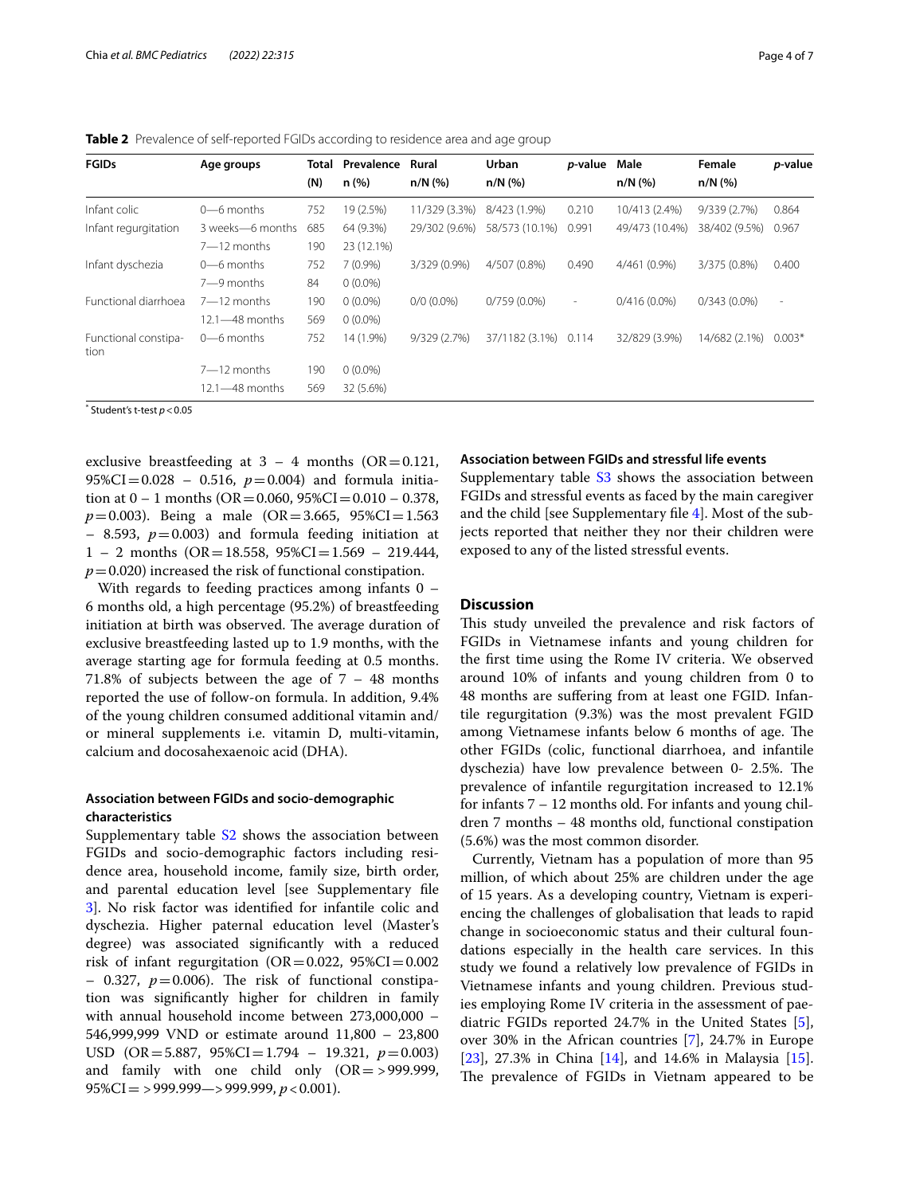**Table 2** Prevalence of self-reported FGIDs according to residence area and age group

| FGIDs | Age groups | Total (N) | Prevalence n (%) | Rural n/N (%) | Urban n/N (%) | *p*-value | Male n/N (%) | Female n/N (%) | *p*-value |
|---|---|---|---|---|---|---|---|---|---|
| Infant colic | 0—6 months | 752 | 19 (2.5%) | 11/329 (3.3%) | 8/423 (1.9%) | 0.210 | 10/413 (2.4%) | 9/339 (2.7%) | 0.864 |
| Infant regurgitation | 3 weeks—6 months | 685 | 64 (9.3%) | 29/302 (9.6%) | 58/573 (10.1%) | 0.991 | 49/473 (10.4%) | 38/402 (9.5%) | 0.967 |
| | 7—12 months | 190 | 23 (12.1%) | | | | | | |
| Infant dyschezia | 0—6 months | 752 | 7 (0.9%) | 3/329 (0.9%) | 4/507 (0.8%) | 0.490 | 4/461 (0.9%) | 3/375 (0.8%) | 0.400 |
| | 7—9 months | 84 | 0 (0.0%) | | | | | | |
| Functional diarrhoea | 7—12 months | 190 | 0 (0.0%) | 0/0 (0.0%) | 0/759 (0.0%) | - | 0/416 (0.0%) | 0/343 (0.0%) | - |
| | 12.1—48 months | 569 | 0 (0.0%) | | | | | | |
| Functional constipation | 0—6 months | 752 | 14 (1.9%) | 9/329 (2.7%) | 37/1182 (3.1%) | 0.114 | 32/829 (3.9%) | 14/682 (2.1%) | 0.003* |
| | 7—12 months | 190 | 0 (0.0%) | | | | | | |
| | 12.1—48 months | 569 | 32 (5.6%) | | | | | | |

\* Student's t-test $p < 0.05$

exclusive breastfeeding at 3 – 4 months (OR = 0.121, 95%CI = 0.028 – 0.516, $p = 0.004$) and formula initiation at 0 – 1 months (OR = 0.060, 95%CI = 0.010 – 0.378, $p = 0.003$). Being a male (OR = 3.665, 95%CI = 1.563 – 8.593, $p = 0.003$) and formula feeding initiation at 1 – 2 months (OR = 18.558, 95%CI = 1.569 – 219.444, $p = 0.020$) increased the risk of functional constipation.

With regards to feeding practices among infants 0 – 6 months old, a high percentage (95.2%) of breastfeeding initiation at birth was observed. The average duration of exclusive breastfeeding lasted up to 1.9 months, with the average starting age for formula feeding at 0.5 months. 71.8% of subjects between the age of 7 – 48 months reported the use of follow-on formula. In addition, 9.4% of the young children consumed additional vitamin and/or mineral supplements i.e. vitamin D, multi-vitamin, calcium and docosahexaenoic acid (DHA).

### Association between FGIDs and socio-demographic characteristics

Supplementary table S2 shows the association between FGIDs and socio-demographic factors including residence area, household income, family size, birth order, and parental education level [see Supplementary file 3]. No risk factor was identified for infantile colic and dyschezia. Higher paternal education level (Master's degree) was associated significantly with a reduced risk of infant regurgitation (OR = 0.022, 95%CI = 0.002 – 0.327, $p = 0.006$). The risk of functional constipation was significantly higher for children in family with annual household income between 273,000,000 – 546,999,999 VND or estimate around 11,800 – 23,800 USD (OR = 5.887, 95%CI = 1.794 – 19.321, $p = 0.003$) and family with one child only (OR = > 999.999, 95%CI = > 999.999—> 999.999, $p < 0.001$).

### Association between FGIDs and stressful life events

Supplementary table S3 shows the association between FGIDs and stressful events as faced by the main caregiver and the child [see Supplementary file 4]. Most of the subjects reported that neither they nor their children were exposed to any of the listed stressful events.

## Discussion

This study unveiled the prevalence and risk factors of FGIDs in Vietnamese infants and young children for the first time using the Rome IV criteria. We observed around 10% of infants and young children from 0 to 48 months are suffering from at least one FGID. Infantile regurgitation (9.3%) was the most prevalent FGID among Vietnamese infants below 6 months of age. The other FGIDs (colic, functional diarrhoea, and infantile dyschezia) have low prevalence between 0- 2.5%. The prevalence of infantile regurgitation increased to 12.1% for infants 7 – 12 months old. For infants and young children 7 months – 48 months old, functional constipation (5.6%) was the most common disorder.

Currently, Vietnam has a population of more than 95 million, of which about 25% are children under the age of 15 years. As a developing country, Vietnam is experiencing the challenges of globalisation that leads to rapid change in socioeconomic status and their cultural foundations especially in the health care services. In this study we found a relatively low prevalence of FGIDs in Vietnamese infants and young children. Previous studies employing Rome IV criteria in the assessment of paediatric FGIDs reported 24.7% in the United States [5], over 30% in the African countries [7], 24.7% in Europe [23], 27.3% in China [14], and 14.6% in Malaysia [15]. The prevalence of FGIDs in Vietnam appeared to be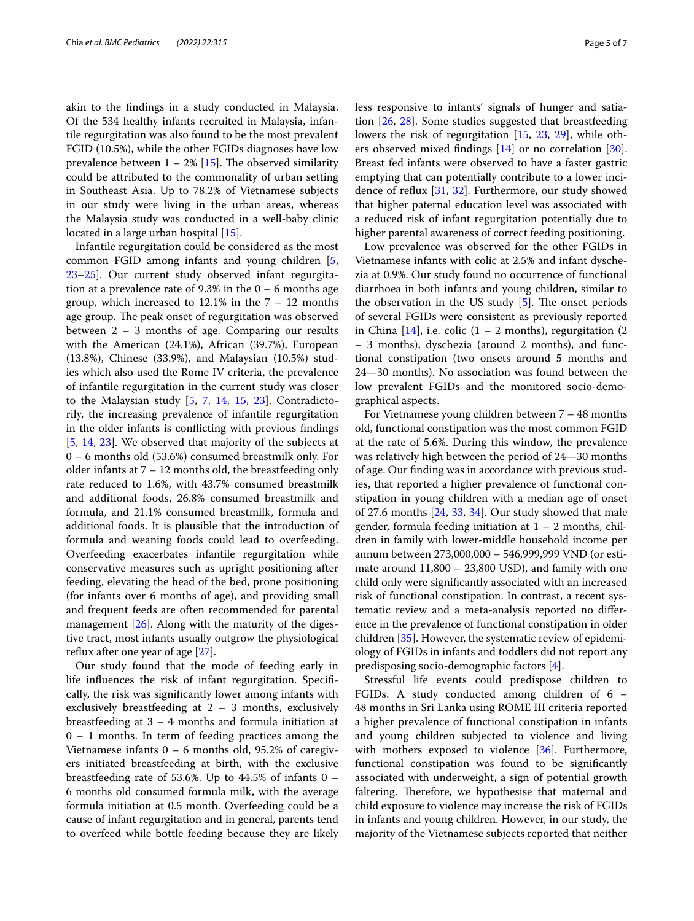akin to the findings in a study conducted in Malaysia. Of the 534 healthy infants recruited in Malaysia, infantile regurgitation was also found to be the most prevalent FGID (10.5%), while the other FGIDs diagnoses have low prevalence between 1 – 2% [15]. The observed similarity could be attributed to the commonality of urban setting in Southeast Asia. Up to 78.2% of Vietnamese subjects in our study were living in the urban areas, whereas the Malaysia study was conducted in a well-baby clinic located in a large urban hospital [15].

Infantile regurgitation could be considered as the most common FGID among infants and young children [5, 23–25]. Our current study observed infant regurgitation at a prevalence rate of 9.3% in the 0 – 6 months age group, which increased to 12.1% in the 7 – 12 months age group. The peak onset of regurgitation was observed between 2 – 3 months of age. Comparing our results with the American (24.1%), African (39.7%), European (13.8%), Chinese (33.9%), and Malaysian (10.5%) studies which also used the Rome IV criteria, the prevalence of infantile regurgitation in the current study was closer to the Malaysian study [5, 7, 14, 15, 23]. Contradictorily, the increasing prevalence of infantile regurgitation in the older infants is conflicting with previous findings [5, 14, 23]. We observed that majority of the subjects at 0 – 6 months old (53.6%) consumed breastmilk only. For older infants at 7 – 12 months old, the breastfeeding only rate reduced to 1.6%, with 43.7% consumed breastmilk and additional foods, 26.8% consumed breastmilk and formula, and 21.1% consumed breastmilk, formula and additional foods. It is plausible that the introduction of formula and weaning foods could lead to overfeeding. Overfeeding exacerbates infantile regurgitation while conservative measures such as upright positioning after feeding, elevating the head of the bed, prone positioning (for infants over 6 months of age), and providing small and frequent feeds are often recommended for parental management [26]. Along with the maturity of the digestive tract, most infants usually outgrow the physiological reflux after one year of age [27].

Our study found that the mode of feeding early in life influences the risk of infant regurgitation. Specifically, the risk was significantly lower among infants with exclusively breastfeeding at 2 – 3 months, exclusively breastfeeding at 3 – 4 months and formula initiation at 0 – 1 months. In term of feeding practices among the Vietnamese infants 0 – 6 months old, 95.2% of caregivers initiated breastfeeding at birth, with the exclusive breastfeeding rate of 53.6%. Up to 44.5% of infants 0 – 6 months old consumed formula milk, with the average formula initiation at 0.5 month. Overfeeding could be a cause of infant regurgitation and in general, parents tend to overfeed while bottle feeding because they are likely less responsive to infants' signals of hunger and satiation [26, 28]. Some studies suggested that breastfeeding lowers the risk of regurgitation [15, 23, 29], while others observed mixed findings [14] or no correlation [30]. Breast fed infants were observed to have a faster gastric emptying that can potentially contribute to a lower incidence of reflux [31, 32]. Furthermore, our study showed that higher paternal education level was associated with a reduced risk of infant regurgitation potentially due to higher parental awareness of correct feeding positioning.

Low prevalence was observed for the other FGIDs in Vietnamese infants with colic at 2.5% and infant dyschezia at 0.9%. Our study found no occurrence of functional diarrhoea in both infants and young children, similar to the observation in the US study [5]. The onset periods of several FGIDs were consistent as previously reported in China [14], i.e. colic (1 – 2 months), regurgitation (2 – 3 months), dyschezia (around 2 months), and functional constipation (two onsets around 5 months and 24—30 months). No association was found between the low prevalent FGIDs and the monitored socio-demographical aspects.

For Vietnamese young children between 7 – 48 months old, functional constipation was the most common FGID at the rate of 5.6%. During this window, the prevalence was relatively high between the period of 24—30 months of age. Our finding was in accordance with previous studies, that reported a higher prevalence of functional constipation in young children with a median age of onset of 27.6 months [24, 33, 34]. Our study showed that male gender, formula feeding initiation at 1 – 2 months, children in family with lower-middle household income per annum between 273,000,000 – 546,999,999 VND (or estimate around 11,800 – 23,800 USD), and family with one child only were significantly associated with an increased risk of functional constipation. In contrast, a recent systematic review and a meta-analysis reported no difference in the prevalence of functional constipation in older children [35]. However, the systematic review of epidemiology of FGIDs in infants and toddlers did not report any predisposing socio-demographic factors [4].

Stressful life events could predispose children to FGIDs. A study conducted among children of 6 – 48 months in Sri Lanka using ROME III criteria reported a higher prevalence of functional constipation in infants and young children subjected to violence and living with mothers exposed to violence [36]. Furthermore, functional constipation was found to be significantly associated with underweight, a sign of potential growth faltering. Therefore, we hypothesise that maternal and child exposure to violence may increase the risk of FGIDs in infants and young children. However, in our study, the majority of the Vietnamese subjects reported that neither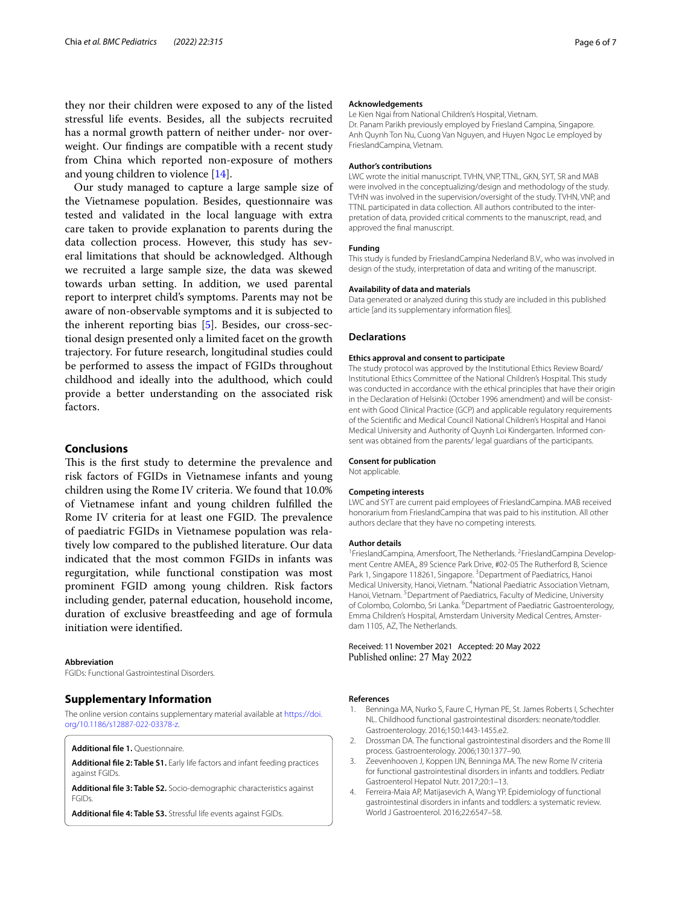they nor their children were exposed to any of the listed stressful life events. Besides, all the subjects recruited has a normal growth pattern of neither under- nor overweight. Our findings are compatible with a recent study from China which reported non-exposure of mothers and young children to violence [14].

Our study managed to capture a large sample size of the Vietnamese population. Besides, questionnaire was tested and validated in the local language with extra care taken to provide explanation to parents during the data collection process. However, this study has several limitations that should be acknowledged. Although we recruited a large sample size, the data was skewed towards urban setting. In addition, we used parental report to interpret child's symptoms. Parents may not be aware of non-observable symptoms and it is subjected to the inherent reporting bias [5]. Besides, our cross-sectional design presented only a limited facet on the growth trajectory. For future research, longitudinal studies could be performed to assess the impact of FGIDs throughout childhood and ideally into the adulthood, which could provide a better understanding on the associated risk factors.

## Conclusions

This is the first study to determine the prevalence and risk factors of FGIDs in Vietnamese infants and young children using the Rome IV criteria. We found that 10.0% of Vietnamese infant and young children fulfilled the Rome IV criteria for at least one FGID. The prevalence of paediatric FGIDs in Vietnamese population was relatively low compared to the published literature. Our data indicated that the most common FGIDs in infants was regurgitation, while functional constipation was most prominent FGID among young children. Risk factors including gender, paternal education, household income, duration of exclusive breastfeeding and age of formula initiation were identified.

### Abbreviation

FGIDs: Functional Gastrointestinal Disorders.

## Supplementary Information

The online version contains supplementary material available at https://doi.org/10.1186/s12887-022-03378-z.

**Additional file 1.** Questionnaire.

**Additional file 2: Table S1.** Early life factors and infant feeding practices against FGIDs.

**Additional file 3: Table S2.** Socio-demographic characteristics against FGIDs.

**Additional file 4: Table S3.** Stressful life events against FGIDs.

### Acknowledgements

Le Kien Ngai from National Children's Hospital, Vietnam.
Dr. Panam Parikh previously employed by Friesland Campina, Singapore.
Anh Quynh Ton Nu, Cuong Van Nguyen, and Huyen Ngoc Le employed by FrieslandCampina, Vietnam.

### Author's contributions

LWC wrote the initial manuscript. TVHN, VNP, TTNL, GKN, SYT, SR and MAB were involved in the conceptualizing/design and methodology of the study. TVHN was involved in the supervision/oversight of the study. TVHN, VNP, and TTNL participated in data collection. All authors contributed to the interpretation of data, provided critical comments to the manuscript, read, and approved the final manuscript.

### Funding

This study is funded by FrieslandCampina Nederland B.V., who was involved in design of the study, interpretation of data and writing of the manuscript.

### Availability of data and materials

Data generated or analyzed during this study are included in this published article [and its supplementary information files].

## Declarations

### Ethics approval and consent to participate

The study protocol was approved by the Institutional Ethics Review Board/ Institutional Ethics Committee of the National Children's Hospital. This study was conducted in accordance with the ethical principles that have their origin in the Declaration of Helsinki (October 1996 amendment) and will be consistent with Good Clinical Practice (GCP) and applicable regulatory requirements of the Scientific and Medical Council National Children's Hospital and Hanoi Medical University and Authority of Quynh Loi Kindergarten. Informed consent was obtained from the parents/ legal guardians of the participants.

### Consent for publication

Not applicable.

### Competing interests

LWC and SYT are current paid employees of FrieslandCampina. MAB received honorarium from FrieslandCampina that was paid to his institution. All other authors declare that they have no competing interests.

### Author details

[1]FrieslandCampina, Amersfoort, The Netherlands. [2]FrieslandCampina Development Centre AMEA,, 89 Science Park Drive, #02-05 The Rutherford B, Science Park 1, Singapore 118261, Singapore. [3]Department of Paediatrics, Hanoi Medical University, Hanoi, Vietnam. [4]National Paediatric Association Vietnam, Hanoi, Vietnam. [5]Department of Paediatrics, Faculty of Medicine, University of Colombo, Colombo, Sri Lanka. [6]Department of Paediatric Gastroenterology, Emma Children's Hospital, Amsterdam University Medical Centres, Amsterdam 1105, AZ, The Netherlands.

Received: 11 November 2021 Accepted: 20 May 2022
Published online: 27 May 2022

### References

1. Benninga MA, Nurko S, Faure C, Hyman PE, St. James Roberts I, Schechter NL. Childhood functional gastrointestinal disorders: neonate/toddler. Gastroenterology. 2016;150:1443-1455.e2.
2. Drossman DA. The functional gastrointestinal disorders and the Rome III process. Gastroenterology. 2006;130:1377–90.
3. Zeevenhooven J, Koppen IJN, Benninga MA. The new Rome IV criteria for functional gastrointestinal disorders in infants and toddlers. Pediatr Gastroenterol Hepatol Nutr. 2017;20:1–13.
4. Ferreira-Maia AP, Matijasevich A, Wang YP. Epidemiology of functional gastrointestinal disorders in infants and toddlers: a systematic review. World J Gastroenterol. 2016;22:6547–58.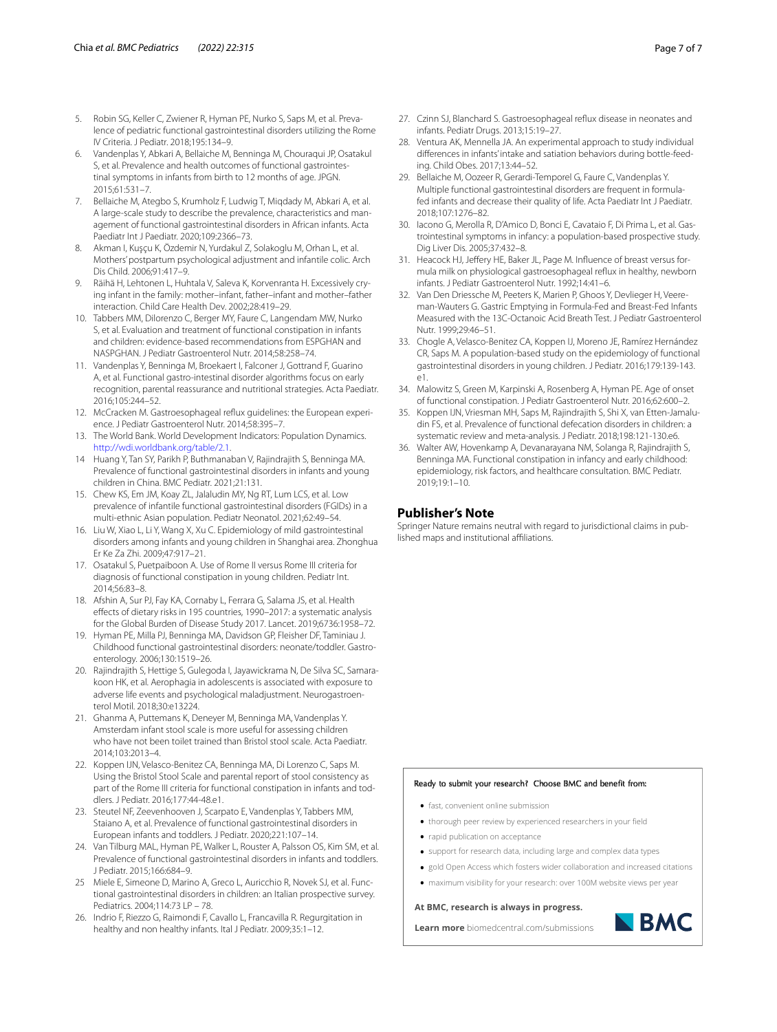5. Robin SG, Keller C, Zwiener R, Hyman PE, Nurko S, Saps M, et al. Prevalence of pediatric functional gastrointestinal disorders utilizing the Rome IV Criteria. J Pediatr. 2018;195:134–9.
6. Vandenplas Y, Abkari A, Bellaiche M, Benninga M, Chouraqui JP, Osatakul S, et al. Prevalence and health outcomes of functional gastrointestinal symptoms in infants from birth to 12 months of age. JPGN. 2015;61:531–7.
7. Bellaiche M, Ategbo S, Krumholz F, Ludwig T, Miqdady M, Abkari A, et al. A large-scale study to describe the prevalence, characteristics and management of functional gastrointestinal disorders in African infants. Acta Paediatr Int J Paediatr. 2020;109:2366–73.
8. Akman I, Kuşçu K, Özdemir N, Yurdakul Z, Solakoglu M, Orhan L, et al. Mothers' postpartum psychological adjustment and infantile colic. Arch Dis Child. 2006;91:417–9.
9. Räihä H, Lehtonen L, Huhtala V, Saleva K, Korvenranta H. Excessively crying infant in the family: mother–infant, father–infant and mother–father interaction. Child Care Health Dev. 2002;28:419–29.
10. Tabbers MM, Dilorenzo C, Berger MY, Faure C, Langendam MW, Nurko S, et al. Evaluation and treatment of functional constipation in infants and children: evidence-based recommendations from ESPGHAN and NASPGHAN. J Pediatr Gastroenterol Nutr. 2014;58:258–74.
11. Vandenplas Y, Benninga M, Broekaert I, Falconer J, Gottrand F, Guarino A, et al. Functional gastro-intestinal disorder algorithms focus on early recognition, parental reassurance and nutritional strategies. Acta Paediatr. 2016;105:244–52.
12. McCracken M. Gastroesophageal reflux guidelines: the European experience. J Pediatr Gastroenterol Nutr. 2014;58:395–7.
13. The World Bank. World Development Indicators: Population Dynamics. http://wdi.worldbank.org/table/2.1.
14. Huang Y, Tan SY, Parikh P, Buthmanaban V, Rajindrajith S, Benninga MA. Prevalence of functional gastrointestinal disorders in infants and young children in China. BMC Pediatr. 2021;21:131.
15. Chew KS, Em JM, Koay ZL, Jalaludin MY, Ng RT, Lum LCS, et al. Low prevalence of infantile functional gastrointestinal disorders (FGIDs) in a multi-ethnic Asian population. Pediatr Neonatol. 2021;62:49–54.
16. Liu W, Xiao L, Li Y, Wang X, Xu C. Epidemiology of mild gastrointestinal disorders among infants and young children in Shanghai area. Zhonghua Er Ke Za Zhi. 2009;47:917–21.
17. Osatakul S, Puetpaiboon A. Use of Rome II versus Rome III criteria for diagnosis of functional constipation in young children. Pediatr Int. 2014;56:83–8.
18. Afshin A, Sur PJ, Fay KA, Cornaby L, Ferrara G, Salama JS, et al. Health effects of dietary risks in 195 countries, 1990–2017: a systematic analysis for the Global Burden of Disease Study 2017. Lancet. 2019;6736:1958–72.
19. Hyman PE, Milla PJ, Benninga MA, Davidson GP, Fleisher DF, Taminiau J. Childhood functional gastrointestinal disorders: neonate/toddler. Gastroenterology. 2006;130:1519–26.
20. Rajindrajith S, Hettige S, Gulegoda I, Jayawickrama N, De Silva SC, Samarakoon HK, et al. Aerophagia in adolescents is associated with exposure to adverse life events and psychological maladjustment. Neurogastroenterol Motil. 2018;30:e13224.
21. Ghanma A, Puttemans K, Deneyer M, Benninga MA, Vandenplas Y. Amsterdam infant stool scale is more useful for assessing children who have not been toilet trained than Bristol stool scale. Acta Paediatr. 2014;103:2013–4.
22. Koppen IJN, Velasco-Benitez CA, Benninga MA, Di Lorenzo C, Saps M. Using the Bristol Stool Scale and parental report of stool consistency as part of the Rome III criteria for functional constipation in infants and toddlers. J Pediatr. 2016;177:44-48.e1.
23. Steutel NF, Zeevenhooven J, Scarpato E, Vandenplas Y, Tabbers MM, Staiano A, et al. Prevalence of functional gastrointestinal disorders in European infants and toddlers. J Pediatr. 2020;221:107–14.
24. Van Tilburg MAL, Hyman PE, Walker L, Rouster A, Palsson OS, Kim SM, et al. Prevalence of functional gastrointestinal disorders in infants and toddlers. J Pediatr. 2015;166:684–9.
25 Miele E, Simeone D, Marino A, Greco L, Auricchio R, Novek SJ, et al. Functional gastrointestinal disorders in children: an Italian prospective survey. Pediatrics. 2004;114:73 LP – 78.
26. Indrio F, Riezzo G, Raimondi F, Cavallo L, Francavilla R. Regurgitation in healthy and non healthy infants. Ital J Pediatr. 2009;35:1–12.
27. Czinn SJ, Blanchard S. Gastroesophageal reflux disease in neonates and infants. Pediatr Drugs. 2013;15:19–27.
28. Ventura AK, Mennella JA. An experimental approach to study individual differences in infants' intake and satiation behaviors during bottle-feeding. Child Obes. 2017;13:44–52.
29. Bellaiche M, Oozeer R, Gerardi-Temporel G, Faure C, Vandenplas Y. Multiple functional gastrointestinal disorders are frequent in formula-fed infants and decrease their quality of life. Acta Paediatr Int J Paediatr. 2018;107:1276–82.
30. Iacono G, Merolla R, D'Amico D, Bonci E, Cavataio F, Di Prima L, et al. Gastrointestinal symptoms in infancy: a population-based prospective study. Dig Liver Dis. 2005;37:432–8.
31. Heacock HJ, Jeffery HE, Baker JL, Page M. Influence of breast versus formula milk on physiological gastroesophageal reflux in healthy, newborn infants. J Pediatr Gastroenterol Nutr. 1992;14:41–6.
32. Van Den Driessche M, Peeters K, Marien P, Ghoos Y, Devlieger H, Veereman-Wauters G. Gastric Emptying in Formula-Fed and Breast-Fed Infants Measured with the 13C-Octanoic Acid Breath Test. J Pediatr Gastroenterol Nutr. 1999;29:46–51.
33. Chogle A, Velasco-Benitez CA, Koppen IJ, Moreno JE, Ramírez Hernández CR, Saps M. A population-based study on the epidemiology of functional gastrointestinal disorders in young children. J Pediatr. 2016;179:139-143.e1.
34. Malowitz S, Green M, Karpinski A, Rosenberg A, Hyman PE. Age of onset of functional constipation. J Pediatr Gastroenterol Nutr. 2016;62:600–2.
35. Koppen IJN, Vriesman MH, Saps M, Rajindrajith S, Shi X, van Etten-Jamaludin FS, et al. Prevalence of functional defecation disorders in children: a systematic review and meta-analysis. J Pediatr. 2018;198:121-130.e6.
36. Walter AW, Hovenkamp A, Devanarayana NM, Solanga R, Rajindrajith S, Benninga MA. Functional constipation in infancy and early childhood: epidemiology, risk factors, and healthcare consultation. BMC Pediatr. 2019;19:1–10.

## Publisher's Note

Springer Nature remains neutral with regard to jurisdictional claims in published maps and institutional affiliations.

Ready to submit your research? Choose BMC and benefit from:

- fast, convenient online submission
- thorough peer review by experienced researchers in your field
- rapid publication on acceptance
- support for research data, including large and complex data types
- gold Open Access which fosters wider collaboration and increased citations
- maximum visibility for your research: over 100M website views per year

**At BMC, research is always in progress.**

**Learn more** biomedcentral.com/submissions